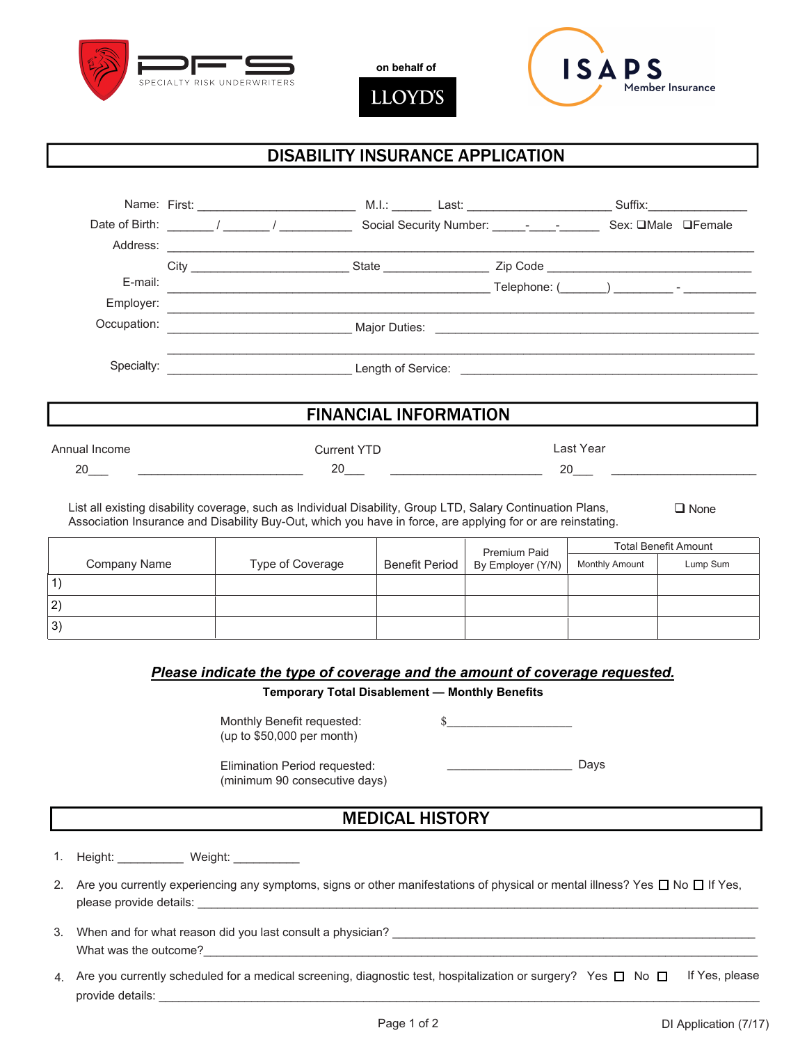PFS SPECIALTY RISK UNDERWRITERS

on behalf of LLOYD'S

ISAPS Member Insurance

# DISABILITY INSURANCE APPLICATION

Name: First: ______________________ M.I.: ______ Last: ______________________ Suffix: ______________

Date of Birth: _______ / _______ / ___________ Social Security Number: _____-____-______ Sex: ❑Male ❑Female

Address: ______________________________________________________________________________

City ______________________ State ________________ Zip Code ______________________________

E-mail: ____________________________________________ Telephone: (_______) _________ - ___________

Employer: ______________________________________________________________________________

Occupation: __________________________ Major Duties: ____________________________________________

______________________________________________________________________________

Specialty: __________________________ Length of Service: ____________________________________________

## FINANCIAL INFORMATION

Annual Income 20___ ________________________ Current YTD 20___ ______________________ Last Year 20___ ____________________

List all existing disability coverage, such as Individual Disability, Group LTD, Salary Continuation Plans, Association Insurance and Disability Buy-Out, which you have in force, are applying for or are reinstating. ❑ None

| Company Name | Type of Coverage | Benefit Period | Premium Paid By Employer (Y/N) | Total Benefit Amount | |
|---|---|---|---|---|---|
| | | | | Monthly Amount | Lump Sum |
| 1) | | | | | |
| 2) | | | | | |
| 3) | | | | | |

***Please indicate the type of coverage and the amount of coverage requested.***

**Temporary Total Disablement — Monthly Benefits**

Monthly Benefit requested: (up to $50,000 per month) $___________________

Elimination Period requested: (minimum 90 consecutive days) ___________________ Days

## MEDICAL HISTORY

1. Height: __________ Weight: __________
2. Are you currently experiencing any symptoms, signs or other manifestations of physical or mental illness? Yes ☐ No ☐ If Yes, please provide details: ______________________________________________________________________________
3. When and for what reason did you last consult a physician? ________________________________________________
   What was the outcome?______________________________________________________________________________
4. Are you currently scheduled for a medical screening, diagnostic test, hospitalization or surgery? Yes ☐ No ☐ If Yes, please provide details: ______________________________________________________________________________

DI Application (7/17)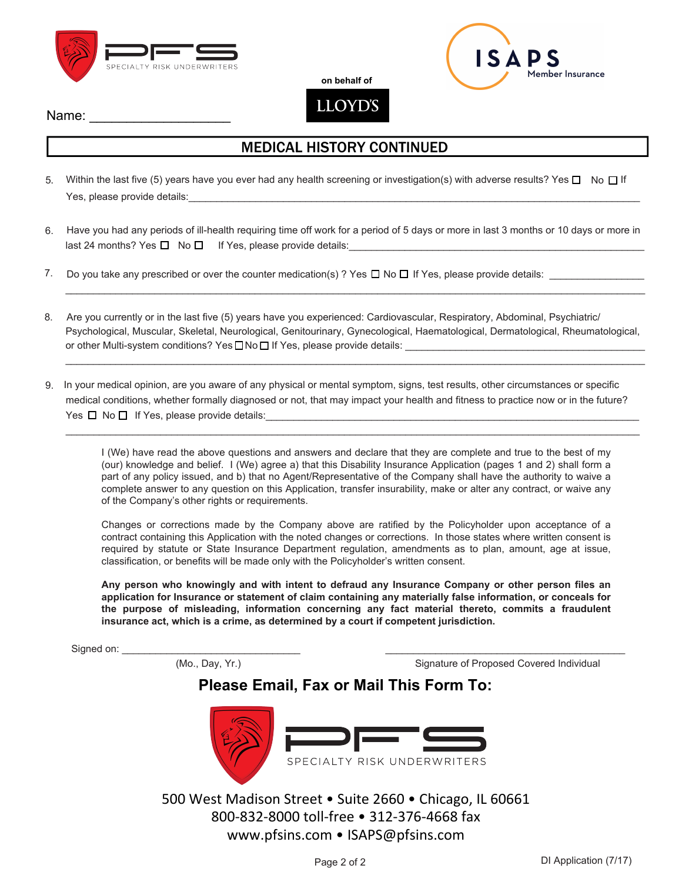PFS SPECIALTY RISK UNDERWRITERS

on behalf of

LLOYD'S

ISAPS Member Insurance

Name: ____________________

## MEDICAL HISTORY CONTINUED

5. Within the last five (5) years have you ever had any health screening or investigation(s) with adverse results? Yes ☐ No ☐ If Yes, please provide details:______________________________________________________________________________

6. Have you had any periods of ill-health requiring time off work for a period of 5 days or more in last 3 months or 10 days or more in last 24 months? Yes ☐ No ☐ If Yes, please provide details:______________________________________________________

7. Do you take any prescribed or over the counter medication(s) ? Yes ☐ No ☐ If Yes, please provide details: ________________
______________________________________________________________________________________________________

8. Are you currently or in the last five (5) years have you experienced: Cardiovascular, Respiratory, Abdominal, Psychiatric/ Psychological, Muscular, Skeletal, Neurological, Genitourinary, Gynecological, Haematological, Dermatological, Rheumatological, or other Multi-system conditions? Yes ☐ No ☐ If Yes, please provide details: __________________________________________
______________________________________________________________________________________________________

9. In your medical opinion, are you aware of any physical or mental symptom, signs, test results, other circumstances or specific medical conditions, whether formally diagnosed or not, that may impact your health and fitness to practice now or in the future? Yes ☐ No ☐ If Yes, please provide details:__________________________________________________________________
______________________________________________________________________________________________________

I (We) have read the above questions and answers and declare that they are complete and true to the best of my (our) knowledge and belief. I (We) agree a) that this Disability Insurance Application (pages 1 and 2) shall form a part of any policy issued, and b) that no Agent/Representative of the Company shall have the authority to waive a complete answer to any question on this Application, transfer insurability, make or alter any contract, or waive any of the Company's other rights or requirements.

Changes or corrections made by the Company above are ratified by the Policyholder upon acceptance of a contract containing this Application with the noted changes or corrections. In those states where written consent is required by statute or State Insurance Department regulation, amendments as to plan, amount, age at issue, classification, or benefits will be made only with the Policyholder's written consent.

**Any person who knowingly and with intent to defraud any Insurance Company or other person files an application for Insurance or statement of claim containing any materially false information, or conceals for the purpose of misleading, information concerning any fact material thereto, commits a fraudulent insurance act, which is a crime, as determined by a court if competent jurisdiction.**

Signed on: _______________________________ (Mo., Day, Yr.)

_________________________________________ Signature of Proposed Covered Individual

## Please Email, Fax or Mail This Form To:

PFS SPECIALTY RISK UNDERWRITERS

500 West Madison Street • Suite 2660 • Chicago, IL 60661
800-832-8000 toll-free • 312-376-4668 fax
www.pfsins.com • ISAPS@pfsins.com

DI Application (7/17)